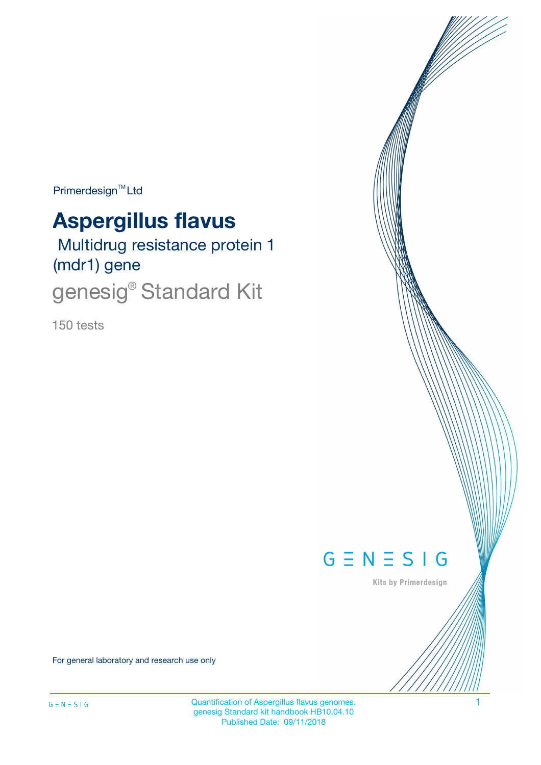Primerdesign™ Ltd

# Aspergillus flavus

## Multidrug resistance protein 1 (mdr1) gene

## genesig® Standard Kit

150 tests

GENESIG

Kits by Primerdesign

For general laboratory and research use only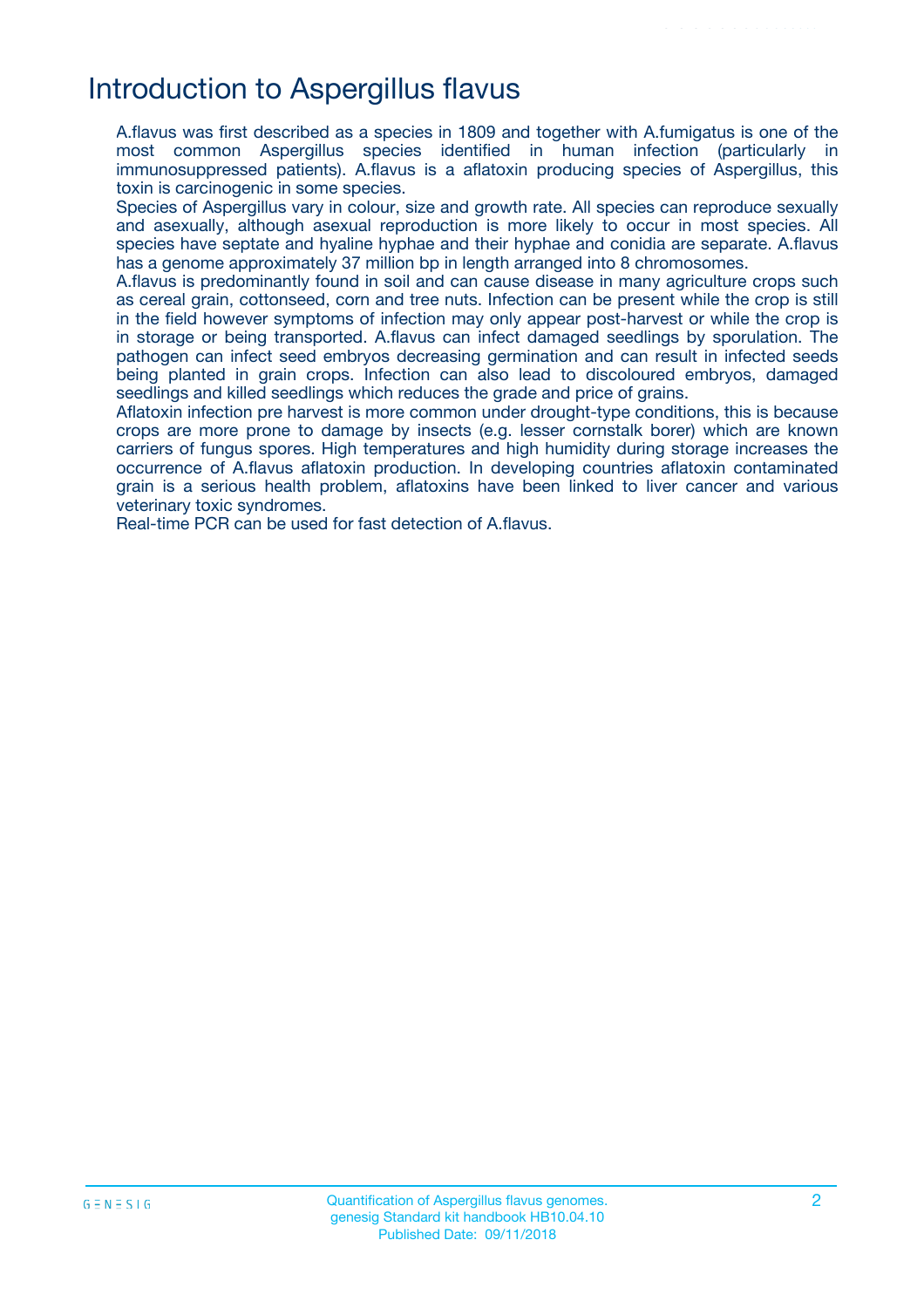# Introduction to Aspergillus flavus

A.flavus was first described as a species in 1809 and together with A.fumigatus is one of the most common Aspergillus species identified in human infection (particularly in immunosuppressed patients). A.flavus is a aflatoxin producing species of Aspergillus, this toxin is carcinogenic in some species.

Species of Aspergillus vary in colour, size and growth rate. All species can reproduce sexually and asexually, although asexual reproduction is more likely to occur in most species. All species have septate and hyaline hyphae and their hyphae and conidia are separate. A.flavus has a genome approximately 37 million bp in length arranged into 8 chromosomes.

A.flavus is predominantly found in soil and can cause disease in many agriculture crops such as cereal grain, cottonseed, corn and tree nuts. Infection can be present while the crop is still in the field however symptoms of infection may only appear post-harvest or while the crop is in storage or being transported. A.flavus can infect damaged seedlings by sporulation. The pathogen can infect seed embryos decreasing germination and can result in infected seeds being planted in grain crops. Infection can also lead to discoloured embryos, damaged seedlings and killed seedlings which reduces the grade and price of grains.

Aflatoxin infection pre harvest is more common under drought-type conditions, this is because crops are more prone to damage by insects (e.g. lesser cornstalk borer) which are known carriers of fungus spores. High temperatures and high humidity during storage increases the occurrence of A.flavus aflatoxin production. In developing countries aflatoxin contaminated grain is a serious health problem, aflatoxins have been linked to liver cancer and various veterinary toxic syndromes.

Real-time PCR can be used for fast detection of A.flavus.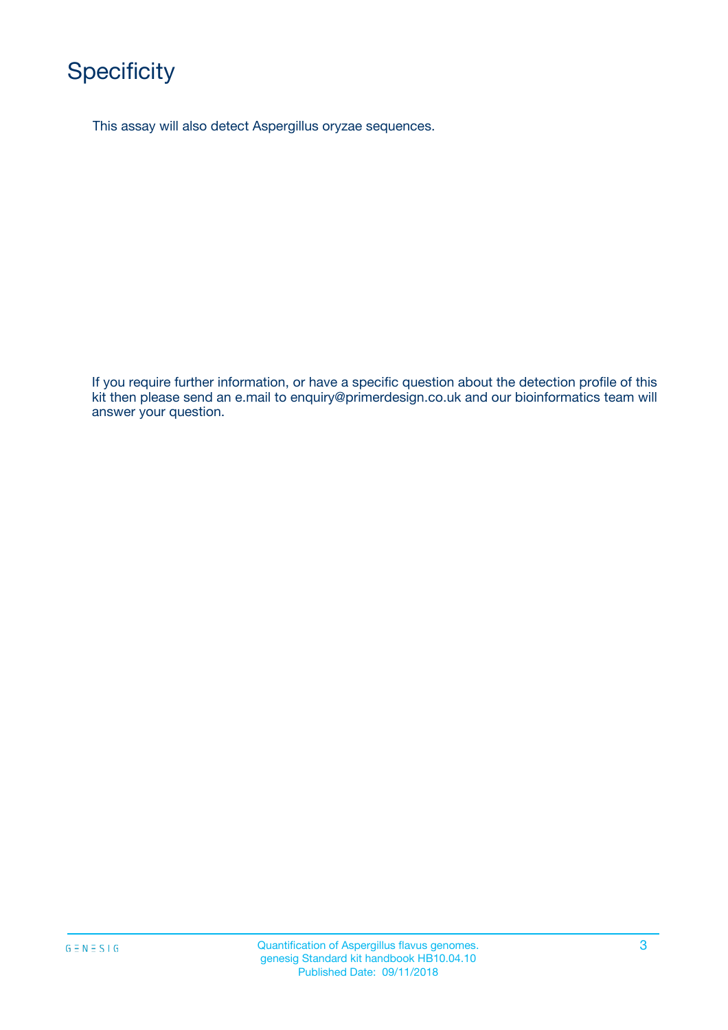# Specificity

This assay will also detect Aspergillus oryzae sequences.

If you require further information, or have a specific question about the detection profile of this kit then please send an e.mail to enquiry@primerdesign.co.uk and our bioinformatics team will answer your question.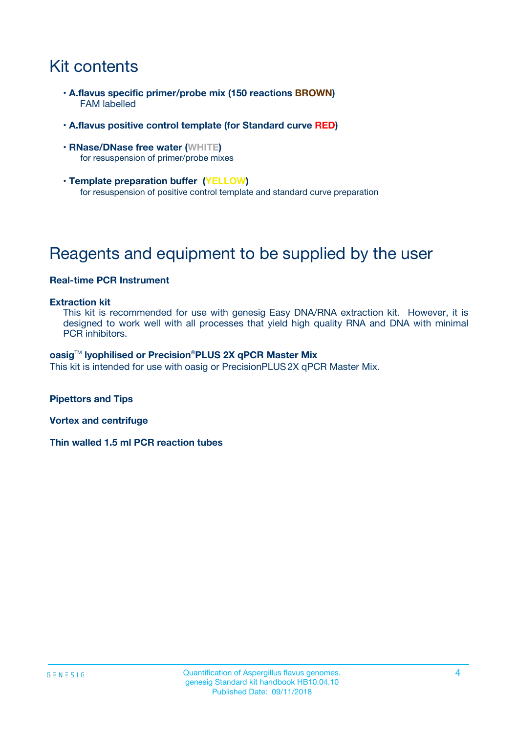# Kit contents

- **A.flavus specific primer/probe mix (150 reactions BROWN)**
  FAM labelled
- **A.flavus positive control template (for Standard curve RED)**
- **RNase/DNase free water (WHITE)**
  for resuspension of primer/probe mixes
- **Template preparation buffer (YELLOW)**
  for resuspension of positive control template and standard curve preparation

# Reagents and equipment to be supplied by the user

**Real-time PCR Instrument**

**Extraction kit**
This kit is recommended for use with genesig Easy DNA/RNA extraction kit. However, it is designed to work well with all processes that yield high quality RNA and DNA with minimal PCR inhibitors.

**oasig™ lyophilised or Precision®PLUS 2X qPCR Master Mix**
This kit is intended for use with oasig or PrecisionPLUS 2X qPCR Master Mix.

**Pipettors and Tips**

**Vortex and centrifuge**

**Thin walled 1.5 ml PCR reaction tubes**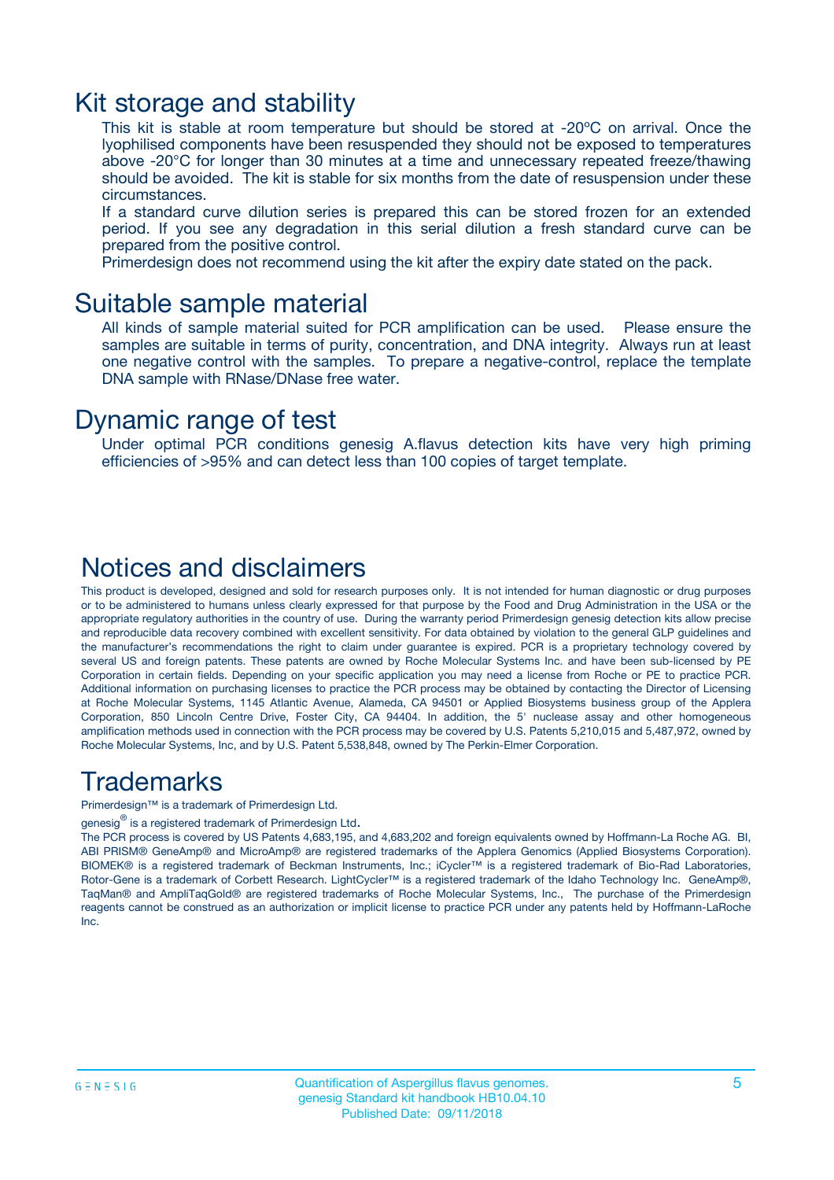## Kit storage and stability

This kit is stable at room temperature but should be stored at -20ºC on arrival. Once the lyophilised components have been resuspended they should not be exposed to temperatures above -20°C for longer than 30 minutes at a time and unnecessary repeated freeze/thawing should be avoided. The kit is stable for six months from the date of resuspension under these circumstances.

If a standard curve dilution series is prepared this can be stored frozen for an extended period. If you see any degradation in this serial dilution a fresh standard curve can be prepared from the positive control.

Primerdesign does not recommend using the kit after the expiry date stated on the pack.

## Suitable sample material

All kinds of sample material suited for PCR amplification can be used. Please ensure the samples are suitable in terms of purity, concentration, and DNA integrity. Always run at least one negative control with the samples. To prepare a negative-control, replace the template DNA sample with RNase/DNase free water.

## Dynamic range of test

Under optimal PCR conditions genesig A.flavus detection kits have very high priming efficiencies of >95% and can detect less than 100 copies of target template.

## Notices and disclaimers

This product is developed, designed and sold for research purposes only. It is not intended for human diagnostic or drug purposes or to be administered to humans unless clearly expressed for that purpose by the Food and Drug Administration in the USA or the appropriate regulatory authorities in the country of use. During the warranty period Primerdesign genesig detection kits allow precise and reproducible data recovery combined with excellent sensitivity. For data obtained by violation to the general GLP guidelines and the manufacturer's recommendations the right to claim under guarantee is expired. PCR is a proprietary technology covered by several US and foreign patents. These patents are owned by Roche Molecular Systems Inc. and have been sub-licensed by PE Corporation in certain fields. Depending on your specific application you may need a license from Roche or PE to practice PCR. Additional information on purchasing licenses to practice the PCR process may be obtained by contacting the Director of Licensing at Roche Molecular Systems, 1145 Atlantic Avenue, Alameda, CA 94501 or Applied Biosystems business group of the Applera Corporation, 850 Lincoln Centre Drive, Foster City, CA 94404. In addition, the 5' nuclease assay and other homogeneous amplification methods used in connection with the PCR process may be covered by U.S. Patents 5,210,015 and 5,487,972, owned by Roche Molecular Systems, Inc, and by U.S. Patent 5,538,848, owned by The Perkin-Elmer Corporation.

## Trademarks

Primerdesign™ is a trademark of Primerdesign Ltd.

genesig® is a registered trademark of Primerdesign Ltd.

The PCR process is covered by US Patents 4,683,195, and 4,683,202 and foreign equivalents owned by Hoffmann-La Roche AG. BI, ABI PRISM® GeneAmp® and MicroAmp® are registered trademarks of the Applera Genomics (Applied Biosystems Corporation). BIOMEK® is a registered trademark of Beckman Instruments, Inc.; iCycler™ is a registered trademark of Bio-Rad Laboratories, Rotor-Gene is a trademark of Corbett Research. LightCycler™ is a registered trademark of the Idaho Technology Inc. GeneAmp®, TaqMan® and AmpliTaqGold® are registered trademarks of Roche Molecular Systems, Inc., The purchase of the Primerdesign reagents cannot be construed as an authorization or implicit license to practice PCR under any patents held by Hoffmann-LaRoche Inc.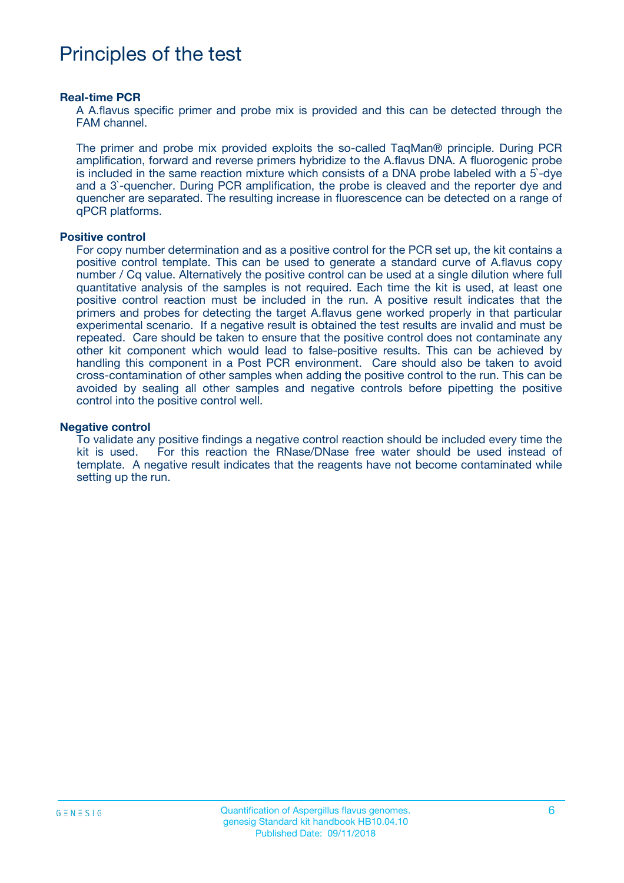# Principles of the test

**Real-time PCR**

A A.flavus specific primer and probe mix is provided and this can be detected through the FAM channel.

The primer and probe mix provided exploits the so-called TaqMan® principle. During PCR amplification, forward and reverse primers hybridize to the A.flavus DNA. A fluorogenic probe is included in the same reaction mixture which consists of a DNA probe labeled with a 5`-dye and a 3`-quencher. During PCR amplification, the probe is cleaved and the reporter dye and quencher are separated. The resulting increase in fluorescence can be detected on a range of qPCR platforms.

**Positive control**

For copy number determination and as a positive control for the PCR set up, the kit contains a positive control template. This can be used to generate a standard curve of A.flavus copy number / Cq value. Alternatively the positive control can be used at a single dilution where full quantitative analysis of the samples is not required. Each time the kit is used, at least one positive control reaction must be included in the run. A positive result indicates that the primers and probes for detecting the target A.flavus gene worked properly in that particular experimental scenario. If a negative result is obtained the test results are invalid and must be repeated. Care should be taken to ensure that the positive control does not contaminate any other kit component which would lead to false-positive results. This can be achieved by handling this component in a Post PCR environment. Care should also be taken to avoid cross-contamination of other samples when adding the positive control to the run. This can be avoided by sealing all other samples and negative controls before pipetting the positive control into the positive control well.

**Negative control**

To validate any positive findings a negative control reaction should be included every time the kit is used. For this reaction the RNase/DNase free water should be used instead of template. A negative result indicates that the reagents have not become contaminated while setting up the run.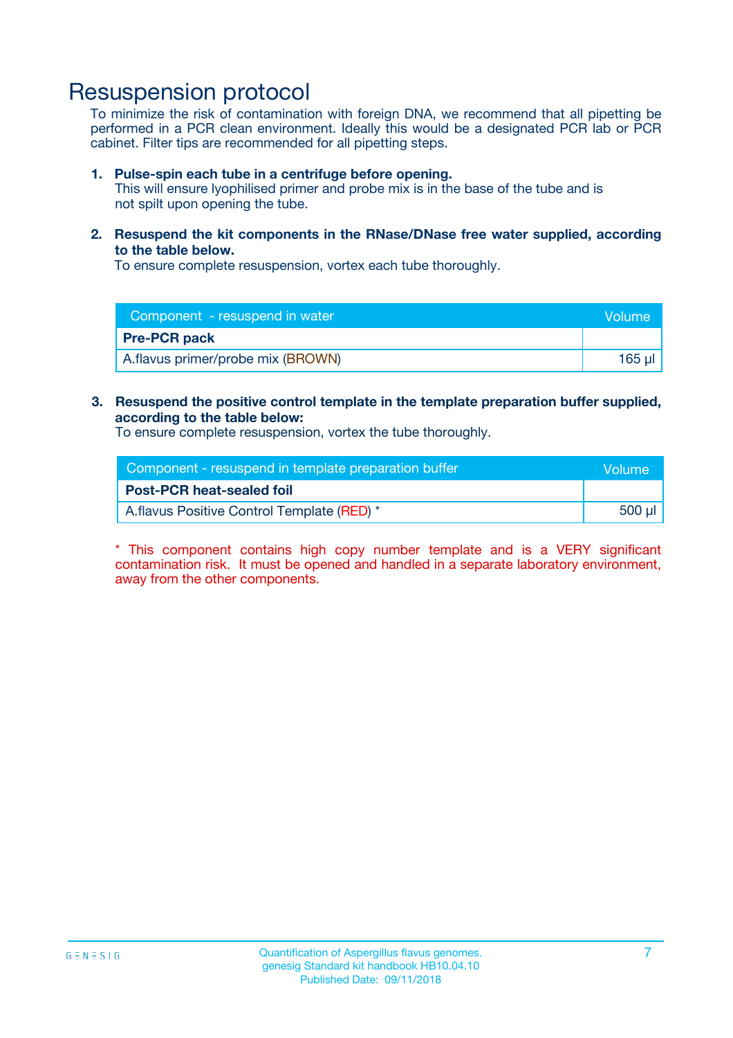# Resuspension protocol

To minimize the risk of contamination with foreign DNA, we recommend that all pipetting be performed in a PCR clean environment. Ideally this would be a designated PCR lab or PCR cabinet. Filter tips are recommended for all pipetting steps.

1. **Pulse-spin each tube in a centrifuge before opening.**
   This will ensure lyophilised primer and probe mix is in the base of the tube and is not spilt upon opening the tube.

2. **Resuspend the kit components in the RNase/DNase free water supplied, according to the table below.**
   To ensure complete resuspension, vortex each tube thoroughly.

| Component - resuspend in water | Volume |
|---|---|
| **Pre-PCR pack** | |
| A.flavus primer/probe mix (BROWN) | 165 µl |

3. **Resuspend the positive control template in the template preparation buffer supplied, according to the table below:**
   To ensure complete resuspension, vortex the tube thoroughly.

| Component - resuspend in template preparation buffer | Volume |
|---|---|
| **Post-PCR heat-sealed foil** | |
| A.flavus Positive Control Template (RED) * | 500 µl |

* This component contains high copy number template and is a VERY significant contamination risk. It must be opened and handled in a separate laboratory environment, away from the other components.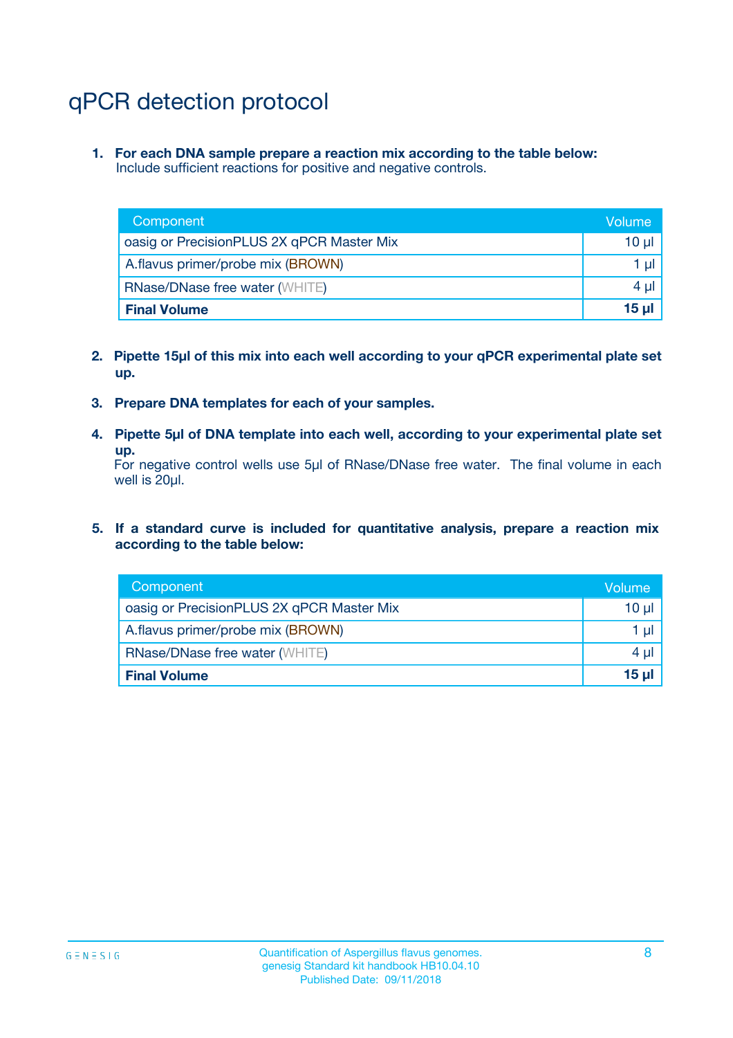# qPCR detection protocol

1. **For each DNA sample prepare a reaction mix according to the table below:**
   Include sufficient reactions for positive and negative controls.

| Component | Volume |
|---|---|
| oasig or PrecisionPLUS 2X qPCR Master Mix | 10 µl |
| A.flavus primer/probe mix (BROWN) | 1 µl |
| RNase/DNase free water (WHITE) | 4 µl |
| **Final Volume** | **15 µl** |

2. **Pipette 15µl of this mix into each well according to your qPCR experimental plate set up.**

3. **Prepare DNA templates for each of your samples.**

4. **Pipette 5µl of DNA template into each well, according to your experimental plate set up.**
   For negative control wells use 5µl of RNase/DNase free water. The final volume in each well is 20µl.

5. **If a standard curve is included for quantitative analysis, prepare a reaction mix according to the table below:**

| Component | Volume |
|---|---|
| oasig or PrecisionPLUS 2X qPCR Master Mix | 10 µl |
| A.flavus primer/probe mix (BROWN) | 1 µl |
| RNase/DNase free water (WHITE) | 4 µl |
| **Final Volume** | **15 µl** |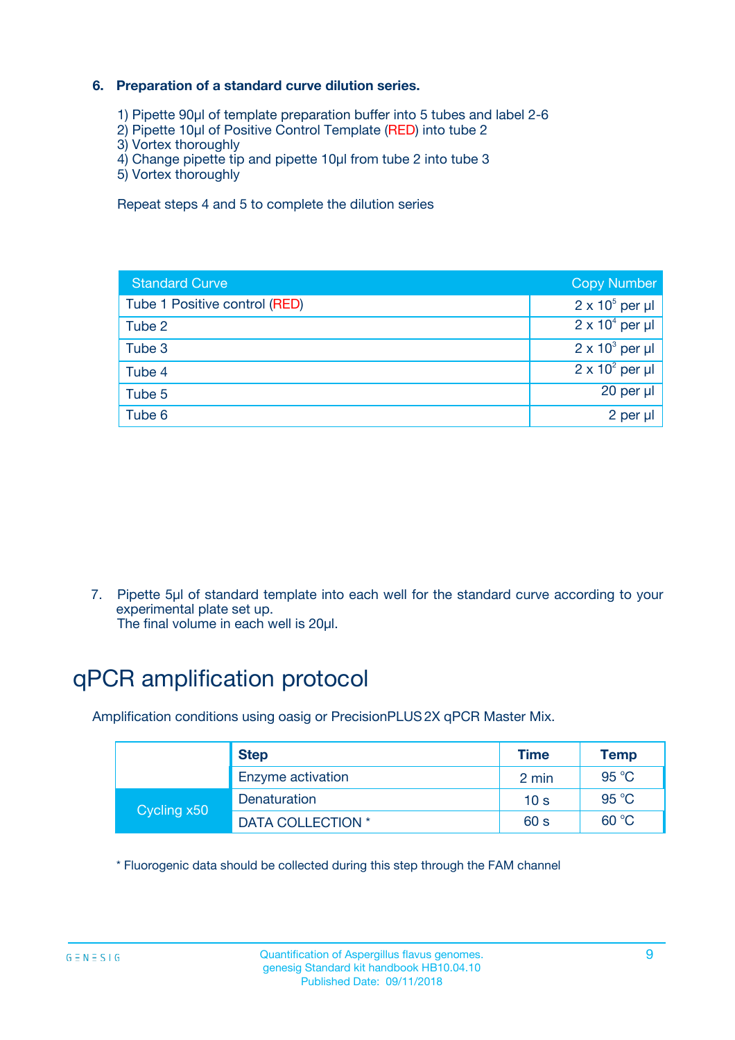## 6. Preparation of a standard curve dilution series.

1) Pipette 90µl of template preparation buffer into 5 tubes and label 2-6
2) Pipette 10µl of Positive Control Template (RED) into tube 2
3) Vortex thoroughly
4) Change pipette tip and pipette 10µl from tube 2 into tube 3
5) Vortex thoroughly

Repeat steps 4 and 5 to complete the dilution series

| Standard Curve | Copy Number |
|---|---|
| Tube 1 Positive control (RED) | $2 \times 10^5$ per µl |
| Tube 2 | $2 \times 10^4$ per µl |
| Tube 3 | $2 \times 10^3$ per µl |
| Tube 4 | $2 \times 10^2$ per µl |
| Tube 5 | 20 per µl |
| Tube 6 | 2 per µl |

7. Pipette 5µl of standard template into each well for the standard curve according to your experimental plate set up.
The final volume in each well is 20µl.

# qPCR amplification protocol

Amplification conditions using oasig or PrecisionPLUS 2X qPCR Master Mix.

| | Step | Time | Temp |
|---|---|---|---|
| | Enzyme activation | 2 min | 95 °C |
| Cycling x50 | Denaturation | 10 s | 95 °C |
| | DATA COLLECTION * | 60 s | 60 °C |

* Fluorogenic data should be collected during this step through the FAM channel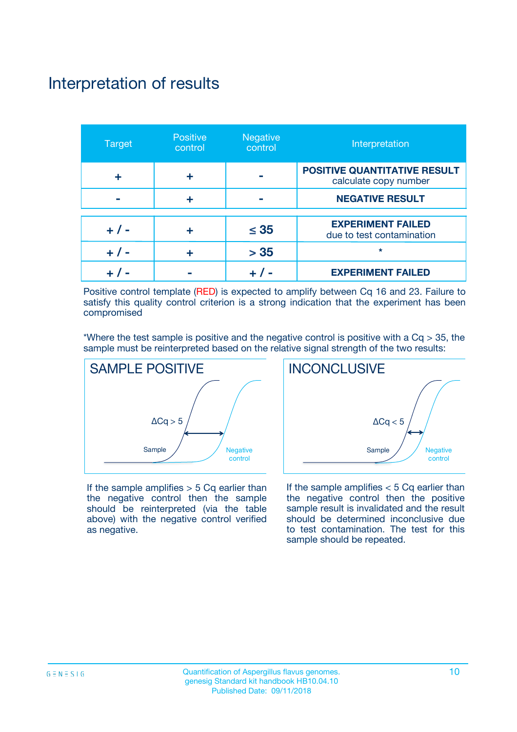# Interpretation of results

| Target | Positive control | Negative control | Interpretation |
|---|---|---|---|
| + | + | - | **POSITIVE QUANTITATIVE RESULT** calculate copy number |
| - | + | - | **NEGATIVE RESULT** |
| + / - | + | ≤ 35 | **EXPERIMENT FAILED** due to test contamination |
| + / - | + | > 35 | * |
| + / - | - | + / - | **EXPERIMENT FAILED** |

Positive control template (RED) is expected to amplify between Cq 16 and 23. Failure to satisfy this quality control criterion is a strong indication that the experiment has been compromised

*Where the test sample is positive and the negative control is positive with a Cq > 35, the sample must be reinterpreted based on the relative signal strength of the two results:

## SAMPLE POSITIVE

ΔCq > 5

Sample

Negative control

If the sample amplifies > 5 Cq earlier than the negative control then the sample should be reinterpreted (via the table above) with the negative control verified as negative.

## INCONCLUSIVE

ΔCq < 5

Sample

Negative control

If the sample amplifies < 5 Cq earlier than the negative control then the positive sample result is invalidated and the result should be determined inconclusive due to test contamination. The test for this sample should be repeated.